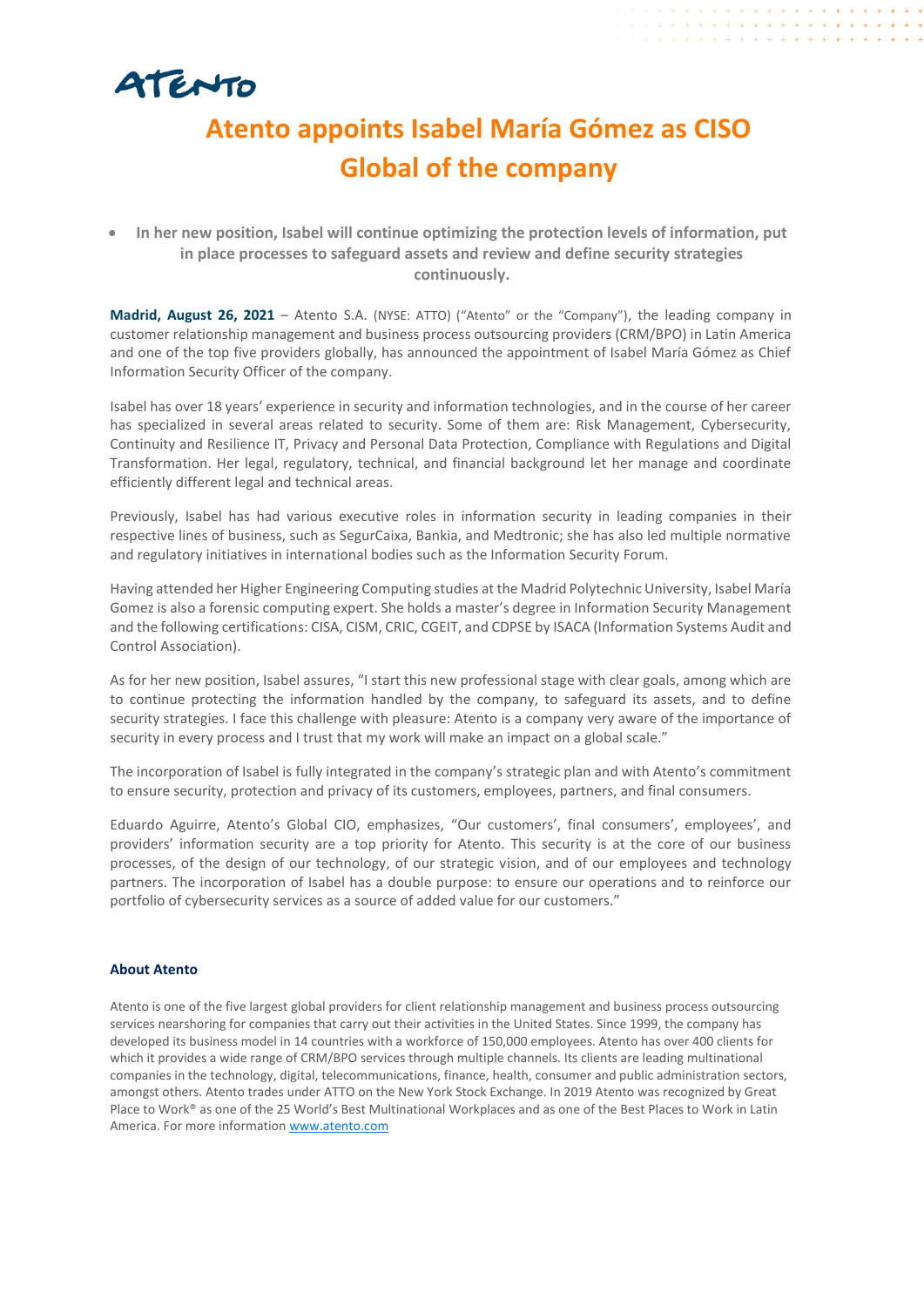ATENTO

# Atento appoints Isabel María Gómez as CISO Global of the company

- **In her new position, Isabel will continue optimizing the protection levels of information, put in place processes to safeguard assets and review and define security strategies continuously.**

**Madrid, August 26, 2021** – Atento S.A. (NYSE: ATTO) ("Atento" or the "Company"), the leading company in customer relationship management and business process outsourcing providers (CRM/BPO) in Latin America and one of the top five providers globally, has announced the appointment of Isabel María Gómez as Chief Information Security Officer of the company.

Isabel has over 18 years' experience in security and information technologies, and in the course of her career has specialized in several areas related to security. Some of them are: Risk Management, Cybersecurity, Continuity and Resilience IT, Privacy and Personal Data Protection, Compliance with Regulations and Digital Transformation. Her legal, regulatory, technical, and financial background let her manage and coordinate efficiently different legal and technical areas.

Previously, Isabel has had various executive roles in information security in leading companies in their respective lines of business, such as SegurCaixa, Bankia, and Medtronic; she has also led multiple normative and regulatory initiatives in international bodies such as the Information Security Forum.

Having attended her Higher Engineering Computing studies at the Madrid Polytechnic University, Isabel María Gomez is also a forensic computing expert. She holds a master's degree in Information Security Management and the following certifications: CISA, CISM, CRIC, CGEIT, and CDPSE by ISACA (Information Systems Audit and Control Association).

As for her new position, Isabel assures, "I start this new professional stage with clear goals, among which are to continue protecting the information handled by the company, to safeguard its assets, and to define security strategies. I face this challenge with pleasure: Atento is a company very aware of the importance of security in every process and I trust that my work will make an impact on a global scale."

The incorporation of Isabel is fully integrated in the company's strategic plan and with Atento's commitment to ensure security, protection and privacy of its customers, employees, partners, and final consumers.

Eduardo Aguirre, Atento's Global CIO, emphasizes, "Our customers', final consumers', employees', and providers' information security are a top priority for Atento. This security is at the core of our business processes, of the design of our technology, of our strategic vision, and of our employees and technology partners. The incorporation of Isabel has a double purpose: to ensure our operations and to reinforce our portfolio of cybersecurity services as a source of added value for our customers."

#### About Atento

Atento is one of the five largest global providers for client relationship management and business process outsourcing services nearshoring for companies that carry out their activities in the United States. Since 1999, the company has developed its business model in 14 countries with a workforce of 150,000 employees. Atento has over 400 clients for which it provides a wide range of CRM/BPO services through multiple channels. Its clients are leading multinational companies in the technology, digital, telecommunications, finance, health, consumer and public administration sectors, amongst others. Atento trades under ATTO on the New York Stock Exchange. In 2019 Atento was recognized by Great Place to Work® as one of the 25 World's Best Multinational Workplaces and as one of the Best Places to Work in Latin America. For more information www.atento.com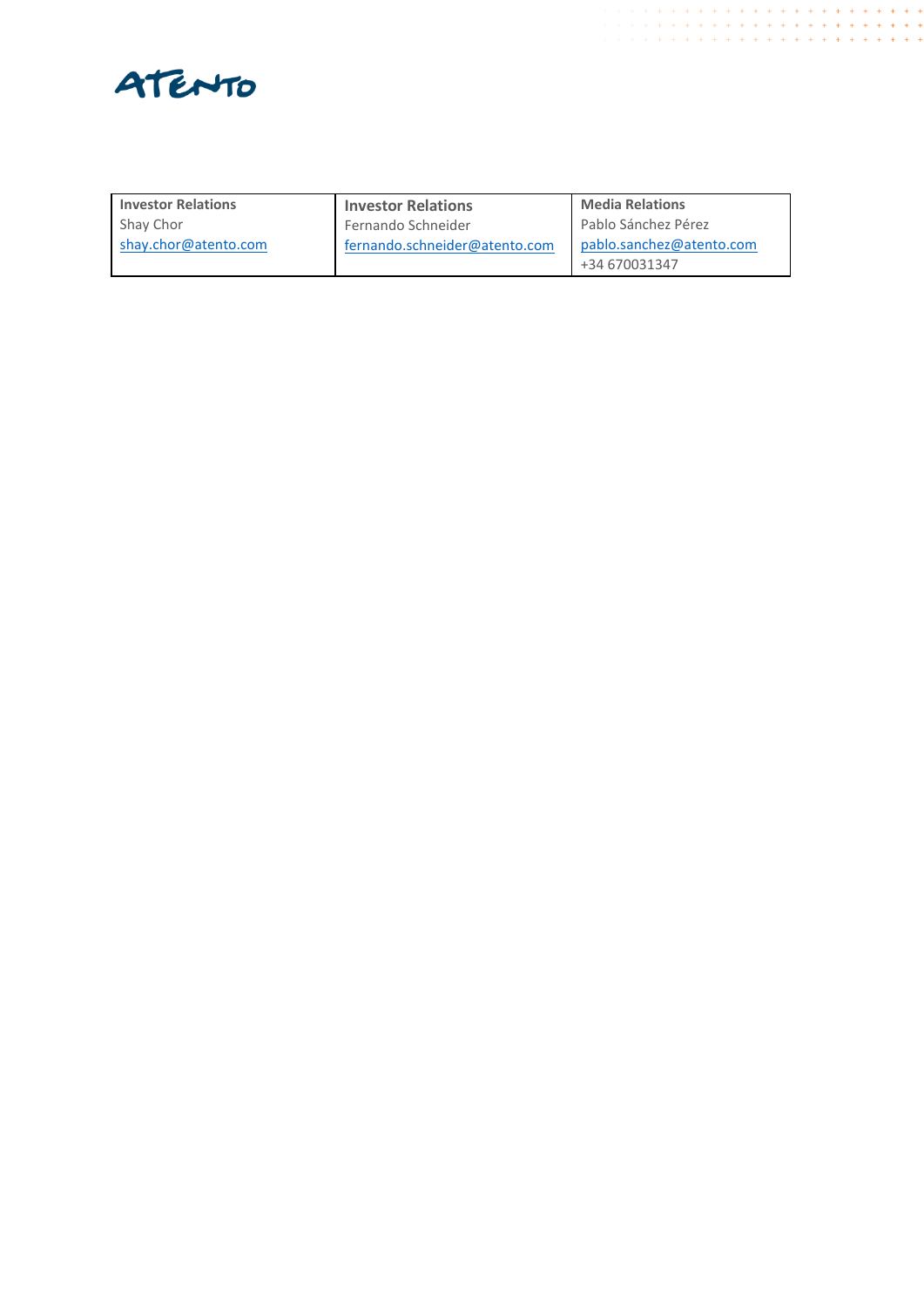| | | |
|---|---|---|
| **Investor Relations**<br>Shay Chor<br>shay.chor@atento.com | **Investor Relations**<br>Fernando Schneider<br>fernando.schneider@atento.com | **Media Relations**<br>Pablo Sánchez Pérez<br>pablo.sanchez@atento.com<br>+34 670031347 |